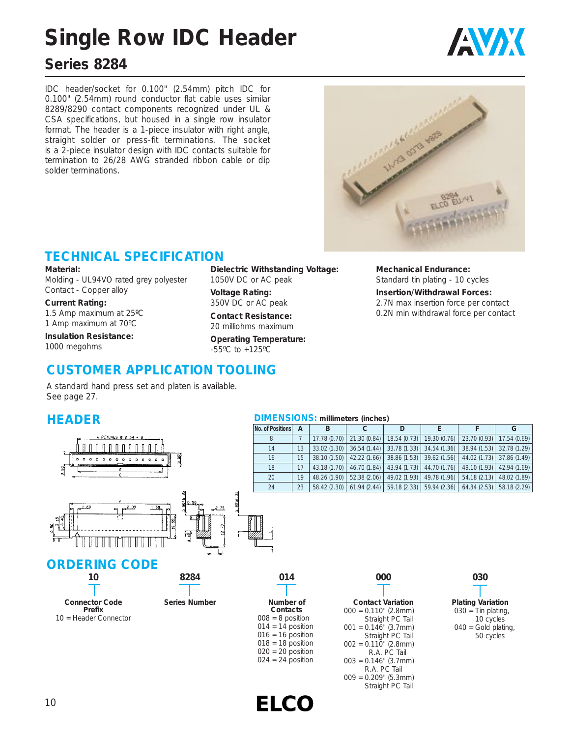# Single Row IDC Header

## Series 8284

IDC header/socket for 0.100" (2.54mm) pitch IDC for 0.100" (2.54mm) round conductor flat cable uses similar 8289/8290 contact components recognized under UL & CSA specifications, but housed in a single row insulator format. The header is a 1-piece insulator with right angle, straight solder or press-fit terminations. The socket is a 2-piece insulator design with IDC contacts suitable for termination to 26/28 AWG stranded ribbon cable or dip solder terminations.

## TECHNICAL SPECIFICATION

**Material:**
Molding - UL94VO rated grey polyester
Contact - Copper alloy

**Current Rating:**
1.5 Amp maximum at 25ºC
1 Amp maximum at 70ºC

**Insulation Resistance:**
1000 megohms

**Dielectric Withstanding Voltage:**
1050V DC or AC peak

**Voltage Rating:**
350V DC or AC peak

**Contact Resistance:**
20 milliohms maximum

**Operating Temperature:**
-55ºC to +125ºC

**Mechanical Endurance:**
Standard tin plating - 10 cycles

**Insertion/Withdrawal Forces:**
2.7N max insertion force per contact
0.2N min withdrawal force per contact

## CUSTOMER APPLICATION TOOLING

A standard hand press set and platen is available.
See page 27.

## HEADER

A PITCHES @ 2.54 = B

5.50
3.00
G
C
F
1.60
2.00
1.60
0.50
3.45
5.40
(9.55)
5.90(6.35)
0.50
2.75
4.40
12.70
5.90(6.35)

### DIMENSIONS: millimeters (inches)

| No. of Positions | A | B | C | D | E | F | G |
|---|---|---|---|---|---|---|---|
| 8 | 7 | 17.78 (0.70) | 21.30 (0.84) | 18.54 (0.73) | 19.30 (0.76) | 23.70 (0.93) | 17.54 (0.69) |
| 14 | 13 | 33.02 (1.30) | 36.54 (1.44) | 33.78 (1.33) | 34.54 (1.36) | 38.94 (1.53) | 32.78 (1.29) |
| 16 | 15 | 38.10 (1.50) | 42.22 (1.66) | 38.86 (1.53) | 39.62 (1.56) | 44.02 (1.73) | 37.86 (1.49) |
| 18 | 17 | 43.18 (1.70) | 46.70 (1.84) | 43.94 (1.73) | 44.70 (1.76) | 49.10 (1.93) | 42.94 (1.69) |
| 20 | 19 | 48.26 (1.90) | 52.38 (2.06) | 49.02 (1.93) | 49.78 (1.96) | 54.18 (2.13) | 48.02 (1.89) |
| 24 | 23 | 58.42 (2.30) | 61.94 (2.44) | 59.18 (2.33) | 59.94 (2.36) | 64.34 (2.53) | 58.18 (2.29) |

## ORDERING CODE

**10** – **Connector Code Prefix**
10 = Header Connector

**8284** – **Series Number**

**014** – **Number of Contacts**
008 = 8 position
014 = 14 position
016 = 16 position
018 = 18 position
020 = 20 position
024 = 24 position

**000** – **Contact Variation**
000 = 0.110" (2.8mm) Straight PC Tail
001 = 0.146" (3.7mm) Straight PC Tail
002 = 0.110" (2.8mm) R.A. PC Tail
003 = 0.146" (3.7mm) R.A. PC Tail
009 = 0.209" (5.3mm) Straight PC Tail

**030** – **Plating Variation**
030 = Tin plating, 10 cycles
040 = Gold plating, 50 cycles

ELCO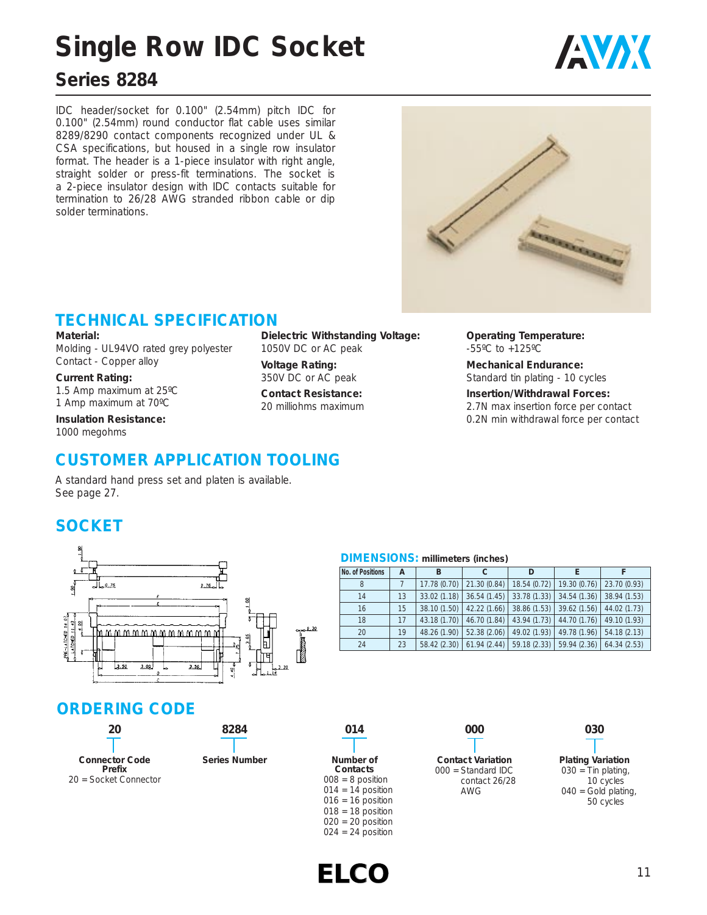# Single Row IDC Socket

## Series 8284

IDC header/socket for 0.100" (2.54mm) pitch IDC for 0.100" (2.54mm) round conductor flat cable uses similar 8289/8290 contact components recognized under UL & CSA specifications, but housed in a single row insulator format. The header is a 1-piece insulator with right angle, straight solder or press-fit terminations. The socket is a 2-piece insulator design with IDC contacts suitable for termination to 26/28 AWG stranded ribbon cable or dip solder terminations.

## TECHNICAL SPECIFICATION

**Material:**
Molding - UL94VO rated grey polyester
Contact - Copper alloy

**Current Rating:**
1.5 Amp maximum at 25ºC
1 Amp maximum at 70ºC

**Insulation Resistance:**
1000 megohms

**Dielectric Withstanding Voltage:**
1050V DC or AC peak

**Voltage Rating:**
350V DC or AC peak

**Contact Resistance:**
20 milliohms maximum

**Operating Temperature:**
-55ºC to +125ºC

**Mechanical Endurance:**
Standard tin plating - 10 cycles

**Insertion/Withdrawal Forces:**
2.7N max insertion force per contact
0.2N min withdrawal force per contact

## CUSTOMER APPLICATION TOOLING

A standard hand press set and platen is available.
See page 27.

## SOCKET

**DIMENSIONS:** millimeters (inches)

| No. of Positions | A | B | C | D | E | F |
|---|---|---|---|---|---|---|
| 8 | 7 | 17.78 (0.70) | 21.30 (0.84) | 18.54 (0.72) | 19.30 (0.76) | 23.70 (0.93) |
| 14 | 13 | 33.02 (1.18) | 36.54 (1.45) | 33.78 (1.33) | 34.54 (1.36) | 38.94 (1.53) |
| 16 | 15 | 38.10 (1.50) | 42.22 (1.66) | 38.86 (1.53) | 39.62 (1.56) | 44.02 (1.73) |
| 18 | 17 | 43.18 (1.70) | 46.70 (1.84) | 43.94 (1.73) | 44.70 (1.76) | 49.10 (1.93) |
| 20 | 19 | 48.26 (1.90) | 52.38 (2.06) | 49.02 (1.93) | 49.78 (1.96) | 54.18 (2.13) |
| 24 | 23 | 58.42 (2.30) | 61.94 (2.44) | 59.18 (2.33) | 59.94 (2.36) | 64.34 (2.53) |

## ORDERING CODE

**20** – **Connector Code Prefix**
20 = Socket Connector

**8284** – **Series Number**

**014** – **Number of Contacts**
008 = 8 position
014 = 14 position
016 = 16 position
018 = 18 position
020 = 20 position
024 = 24 position

**000** – **Contact Variation**
000 = Standard IDC contact 26/28 AWG

**030** – **Plating Variation**
030 = Tin plating, 10 cycles
040 = Gold plating, 50 cycles